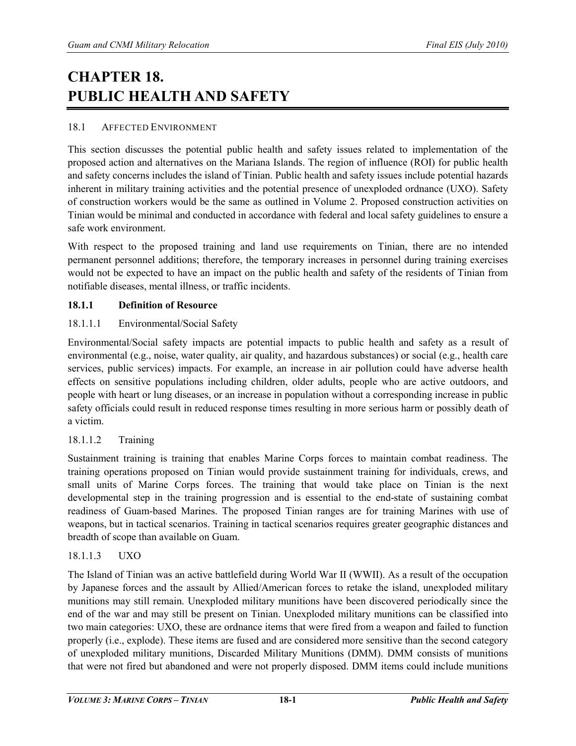# CHAPTER 18. PUBLIC HEALTH AND SAFETY

## 18.1 AFFECTED ENVIRONMENT

This section discusses the potential public health and safety issues related to implementation of the proposed action and alternatives on the Mariana Islands. The region of influence (ROI) for public health and safety concerns includes the island of Tinian. Public health and safety issues include potential hazards inherent in military training activities and the potential presence of unexploded ordnance (UXO). Safety of construction workers would be the same as outlined in Volume 2. Proposed construction activities on Tinian would be minimal and conducted in accordance with federal and local safety guidelines to ensure a safe work environment.

With respect to the proposed training and land use requirements on Tinian, there are no intended permanent personnel additions; therefore, the temporary increases in personnel during training exercises would not be expected to have an impact on the public health and safety of the residents of Tinian from notifiable diseases, mental illness, or traffic incidents.

### 18.1.1 Definition of Resource

#### 18.1.1.1 Environmental/Social Safety

Environmental/Social safety impacts are potential impacts to public health and safety as a result of environmental (e.g., noise, water quality, air quality, and hazardous substances) or social (e.g., health care services, public services) impacts. For example, an increase in air pollution could have adverse health effects on sensitive populations including children, older adults, people who are active outdoors, and people with heart or lung diseases, or an increase in population without a corresponding increase in public safety officials could result in reduced response times resulting in more serious harm or possibly death of a victim.

#### 18.1.1.2 Training

Sustainment training is training that enables Marine Corps forces to maintain combat readiness. The training operations proposed on Tinian would provide sustainment training for individuals, crews, and small units of Marine Corps forces. The training that would take place on Tinian is the next developmental step in the training progression and is essential to the end-state of sustaining combat readiness of Guam-based Marines. The proposed Tinian ranges are for training Marines with use of weapons, but in tactical scenarios. Training in tactical scenarios requires greater geographic distances and breadth of scope than available on Guam.

#### 18.1.1.3 UXO

The Island of Tinian was an active battlefield during World War II (WWII). As a result of the occupation by Japanese forces and the assault by Allied/American forces to retake the island, unexploded military munitions may still remain. Unexploded military munitions have been discovered periodically since the end of the war and may still be present on Tinian. Unexploded military munitions can be classified into two main categories: UXO, these are ordnance items that were fired from a weapon and failed to function properly (i.e., explode). These items are fused and are considered more sensitive than the second category of unexploded military munitions, Discarded Military Munitions (DMM). DMM consists of munitions that were not fired but abandoned and were not properly disposed. DMM items could include munitions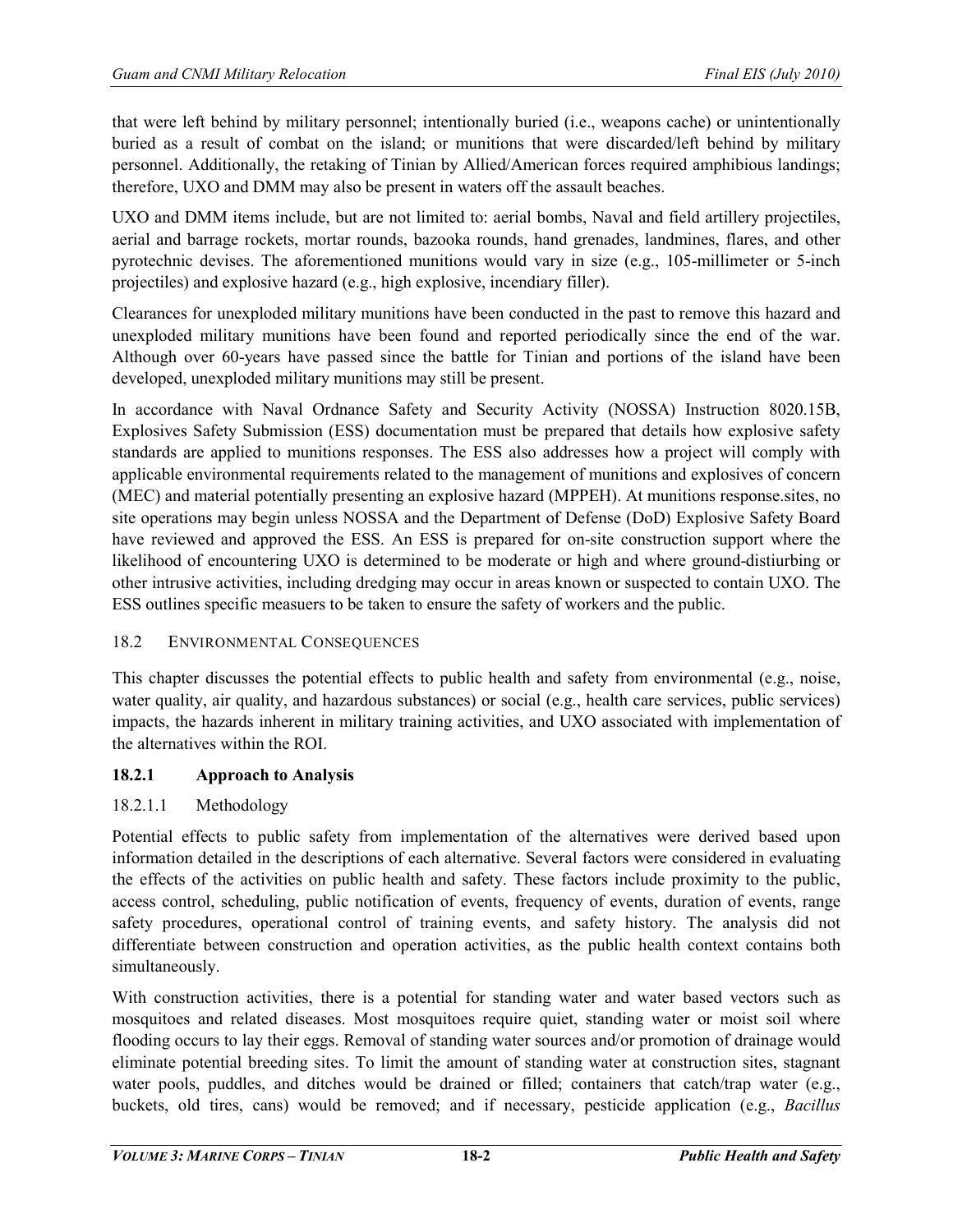that were left behind by military personnel; intentionally buried (i.e., weapons cache) or unintentionally buried as a result of combat on the island; or munitions that were discarded/left behind by military personnel. Additionally, the retaking of Tinian by Allied/American forces required amphibious landings; therefore, UXO and DMM may also be present in waters off the assault beaches.

UXO and DMM items include, but are not limited to: aerial bombs, Naval and field artillery projectiles, aerial and barrage rockets, mortar rounds, bazooka rounds, hand grenades, landmines, flares, and other pyrotechnic devises. The aforementioned munitions would vary in size (e.g., 105-millimeter or 5-inch projectiles) and explosive hazard (e.g., high explosive, incendiary filler).

Clearances for unexploded military munitions have been conducted in the past to remove this hazard and unexploded military munitions have been found and reported periodically since the end of the war. Although over 60-years have passed since the battle for Tinian and portions of the island have been developed, unexploded military munitions may still be present.

In accordance with Naval Ordnance Safety and Security Activity (NOSSA) Instruction 8020.15B, Explosives Safety Submission (ESS) documentation must be prepared that details how explosive safety standards are applied to munitions responses. The ESS also addresses how a project will comply with applicable environmental requirements related to the management of munitions and explosives of concern (MEC) and material potentially presenting an explosive hazard (MPPEH). At munitions response.sites, no site operations may begin unless NOSSA and the Department of Defense (DoD) Explosive Safety Board have reviewed and approved the ESS. An ESS is prepared for on-site construction support where the likelihood of encountering UXO is determined to be moderate or high and where ground-distiurbing or other intrusive activities, including dredging may occur in areas known or suspected to contain UXO. The ESS outlines specific measuers to be taken to ensure the safety of workers and the public.

## 18.2 Environmental Consequences

This chapter discusses the potential effects to public health and safety from environmental (e.g., noise, water quality, air quality, and hazardous substances) or social (e.g., health care services, public services) impacts, the hazards inherent in military training activities, and UXO associated with implementation of the alternatives within the ROI.

### 18.2.1 Approach to Analysis

#### 18.2.1.1 Methodology

Potential effects to public safety from implementation of the alternatives were derived based upon information detailed in the descriptions of each alternative. Several factors were considered in evaluating the effects of the activities on public health and safety. These factors include proximity to the public, access control, scheduling, public notification of events, frequency of events, duration of events, range safety procedures, operational control of training events, and safety history. The analysis did not differentiate between construction and operation activities, as the public health context contains both simultaneously.

With construction activities, there is a potential for standing water and water based vectors such as mosquitoes and related diseases. Most mosquitoes require quiet, standing water or moist soil where flooding occurs to lay their eggs. Removal of standing water sources and/or promotion of drainage would eliminate potential breeding sites. To limit the amount of standing water at construction sites, stagnant water pools, puddles, and ditches would be drained or filled; containers that catch/trap water (e.g., buckets, old tires, cans) would be removed; and if necessary, pesticide application (e.g., *Bacillus*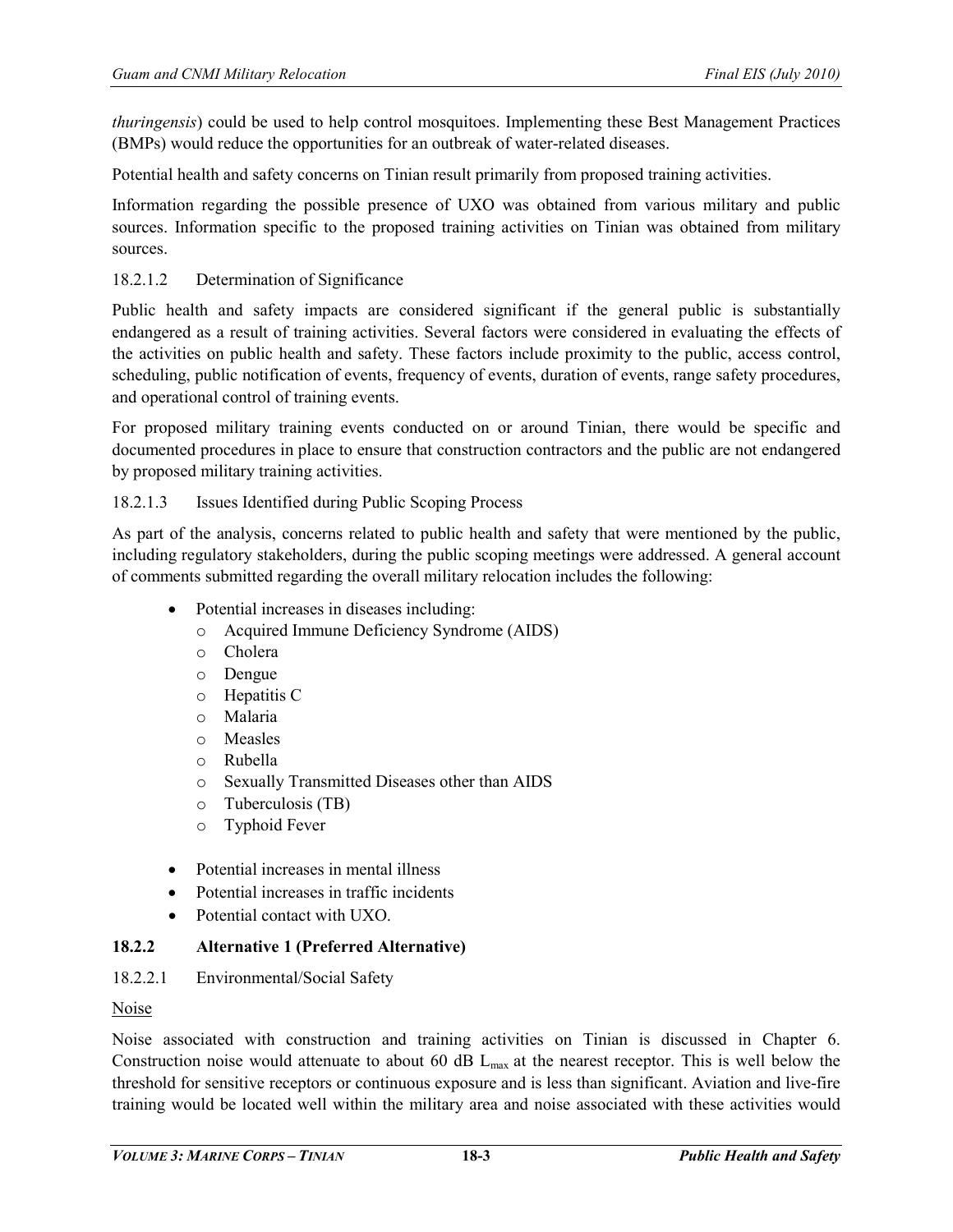*thuringensis*) could be used to help control mosquitoes. Implementing these Best Management Practices (BMPs) would reduce the opportunities for an outbreak of water-related diseases.

Potential health and safety concerns on Tinian result primarily from proposed training activities.

Information regarding the possible presence of UXO was obtained from various military and public sources. Information specific to the proposed training activities on Tinian was obtained from military sources.

#### 18.2.1.2 Determination of Significance

Public health and safety impacts are considered significant if the general public is substantially endangered as a result of training activities. Several factors were considered in evaluating the effects of the activities on public health and safety. These factors include proximity to the public, access control, scheduling, public notification of events, frequency of events, duration of events, range safety procedures, and operational control of training events.

For proposed military training events conducted on or around Tinian, there would be specific and documented procedures in place to ensure that construction contractors and the public are not endangered by proposed military training activities.

#### 18.2.1.3 Issues Identified during Public Scoping Process

As part of the analysis, concerns related to public health and safety that were mentioned by the public, including regulatory stakeholders, during the public scoping meetings were addressed. A general account of comments submitted regarding the overall military relocation includes the following:

- Potential increases in diseases including:
  - Acquired Immune Deficiency Syndrome (AIDS)
  - Cholera
  - Dengue
  - Hepatitis C
  - Malaria
  - Measles
  - Rubella
  - Sexually Transmitted Diseases other than AIDS
  - Tuberculosis (TB)
  - Typhoid Fever
- Potential increases in mental illness
- Potential increases in traffic incidents
- Potential contact with UXO.

### 18.2.2 Alternative 1 (Preferred Alternative)

#### 18.2.2.1 Environmental/Social Safety

Noise

Noise associated with construction and training activities on Tinian is discussed in Chapter 6. Construction noise would attenuate to about 60 dB $L_{max}$ at the nearest receptor. This is well below the threshold for sensitive receptors or continuous exposure and is less than significant. Aviation and live-fire training would be located well within the military area and noise associated with these activities would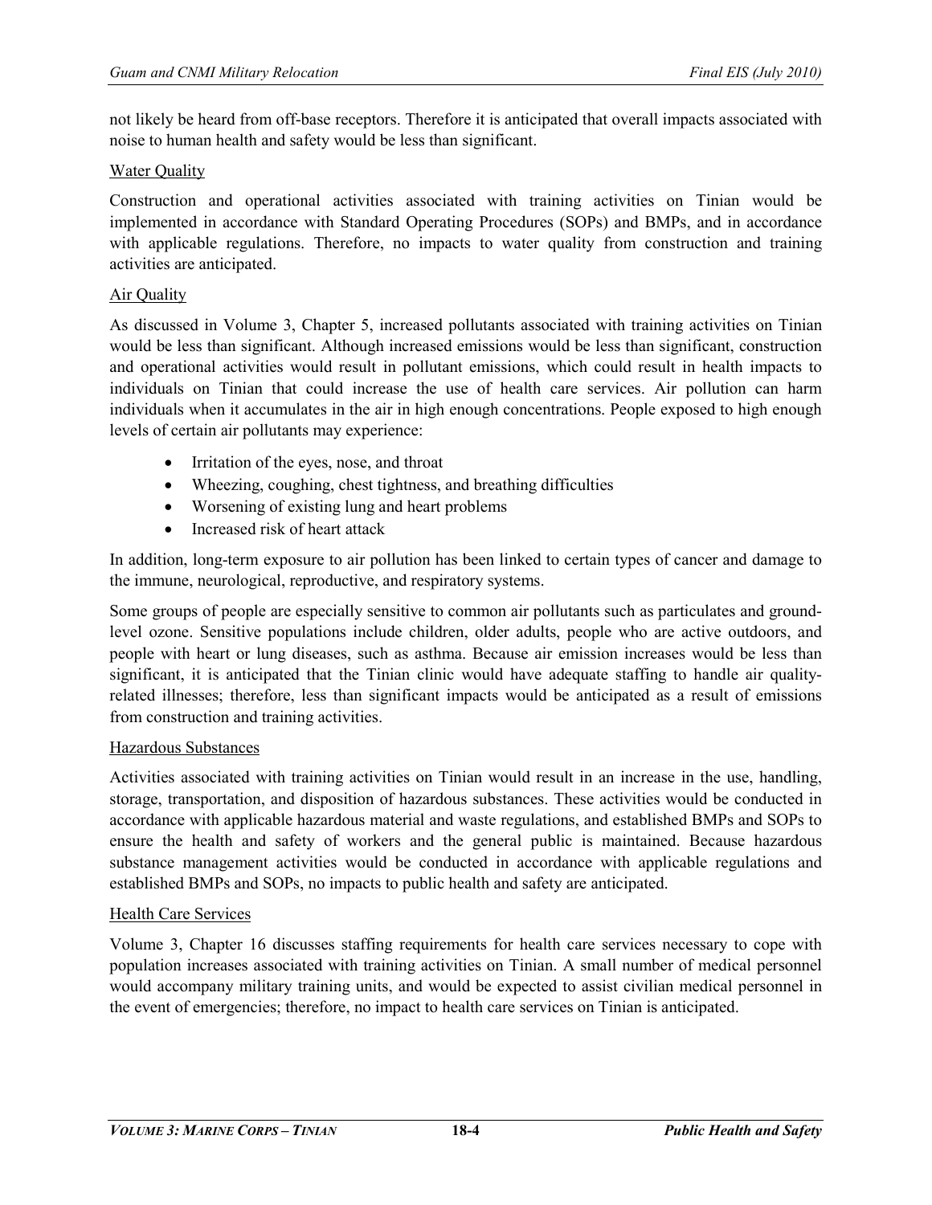not likely be heard from off-base receptors. Therefore it is anticipated that overall impacts associated with noise to human health and safety would be less than significant.

### Water Quality

Construction and operational activities associated with training activities on Tinian would be implemented in accordance with Standard Operating Procedures (SOPs) and BMPs, and in accordance with applicable regulations. Therefore, no impacts to water quality from construction and training activities are anticipated.

### Air Quality

As discussed in Volume 3, Chapter 5, increased pollutants associated with training activities on Tinian would be less than significant. Although increased emissions would be less than significant, construction and operational activities would result in pollutant emissions, which could result in health impacts to individuals on Tinian that could increase the use of health care services. Air pollution can harm individuals when it accumulates in the air in high enough concentrations. People exposed to high enough levels of certain air pollutants may experience:

- Irritation of the eyes, nose, and throat
- Wheezing, coughing, chest tightness, and breathing difficulties
- Worsening of existing lung and heart problems
- Increased risk of heart attack

In addition, long-term exposure to air pollution has been linked to certain types of cancer and damage to the immune, neurological, reproductive, and respiratory systems.

Some groups of people are especially sensitive to common air pollutants such as particulates and ground-level ozone. Sensitive populations include children, older adults, people who are active outdoors, and people with heart or lung diseases, such as asthma. Because air emission increases would be less than significant, it is anticipated that the Tinian clinic would have adequate staffing to handle air quality-related illnesses; therefore, less than significant impacts would be anticipated as a result of emissions from construction and training activities.

### Hazardous Substances

Activities associated with training activities on Tinian would result in an increase in the use, handling, storage, transportation, and disposition of hazardous substances. These activities would be conducted in accordance with applicable hazardous material and waste regulations, and established BMPs and SOPs to ensure the health and safety of workers and the general public is maintained. Because hazardous substance management activities would be conducted in accordance with applicable regulations and established BMPs and SOPs, no impacts to public health and safety are anticipated.

### Health Care Services

Volume 3, Chapter 16 discusses staffing requirements for health care services necessary to cope with population increases associated with training activities on Tinian. A small number of medical personnel would accompany military training units, and would be expected to assist civilian medical personnel in the event of emergencies; therefore, no impact to health care services on Tinian is anticipated.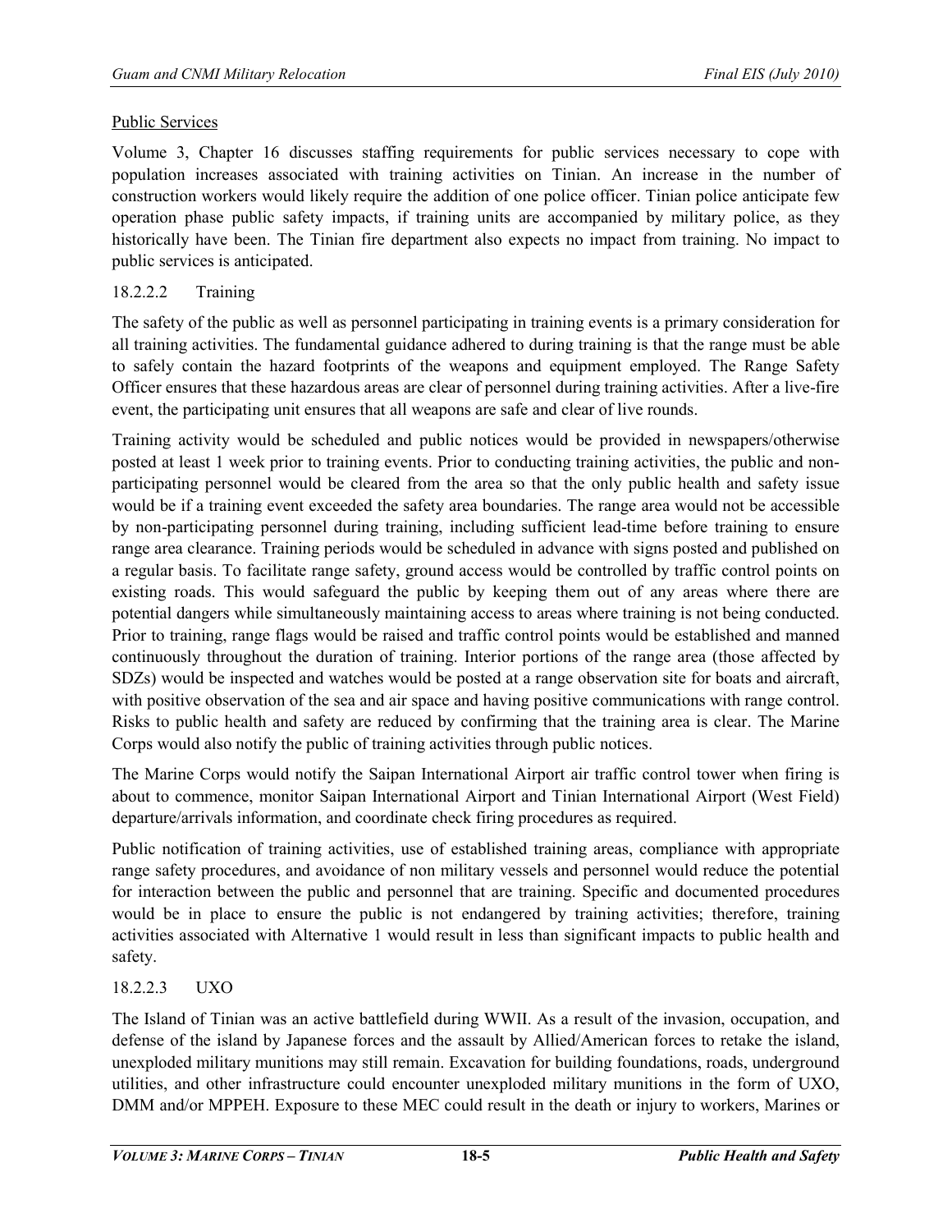Public Services

Volume 3, Chapter 16 discusses staffing requirements for public services necessary to cope with population increases associated with training activities on Tinian. An increase in the number of construction workers would likely require the addition of one police officer. Tinian police anticipate few operation phase public safety impacts, if training units are accompanied by military police, as they historically have been. The Tinian fire department also expects no impact from training. No impact to public services is anticipated.

#### 18.2.2.2 Training

The safety of the public as well as personnel participating in training events is a primary consideration for all training activities. The fundamental guidance adhered to during training is that the range must be able to safely contain the hazard footprints of the weapons and equipment employed. The Range Safety Officer ensures that these hazardous areas are clear of personnel during training activities. After a live-fire event, the participating unit ensures that all weapons are safe and clear of live rounds.

Training activity would be scheduled and public notices would be provided in newspapers/otherwise posted at least 1 week prior to training events. Prior to conducting training activities, the public and non-participating personnel would be cleared from the area so that the only public health and safety issue would be if a training event exceeded the safety area boundaries. The range area would not be accessible by non-participating personnel during training, including sufficient lead-time before training to ensure range area clearance. Training periods would be scheduled in advance with signs posted and published on a regular basis. To facilitate range safety, ground access would be controlled by traffic control points on existing roads. This would safeguard the public by keeping them out of any areas where there are potential dangers while simultaneously maintaining access to areas where training is not being conducted. Prior to training, range flags would be raised and traffic control points would be established and manned continuously throughout the duration of training. Interior portions of the range area (those affected by SDZs) would be inspected and watches would be posted at a range observation site for boats and aircraft, with positive observation of the sea and air space and having positive communications with range control. Risks to public health and safety are reduced by confirming that the training area is clear. The Marine Corps would also notify the public of training activities through public notices.

The Marine Corps would notify the Saipan International Airport air traffic control tower when firing is about to commence, monitor Saipan International Airport and Tinian International Airport (West Field) departure/arrivals information, and coordinate check firing procedures as required.

Public notification of training activities, use of established training areas, compliance with appropriate range safety procedures, and avoidance of non military vessels and personnel would reduce the potential for interaction between the public and personnel that are training. Specific and documented procedures would be in place to ensure the public is not endangered by training activities; therefore, training activities associated with Alternative 1 would result in less than significant impacts to public health and safety.

#### 18.2.2.3 UXO

The Island of Tinian was an active battlefield during WWII. As a result of the invasion, occupation, and defense of the island by Japanese forces and the assault by Allied/American forces to retake the island, unexploded military munitions may still remain. Excavation for building foundations, roads, underground utilities, and other infrastructure could encounter unexploded military munitions in the form of UXO, DMM and/or MPPEH. Exposure to these MEC could result in the death or injury to workers, Marines or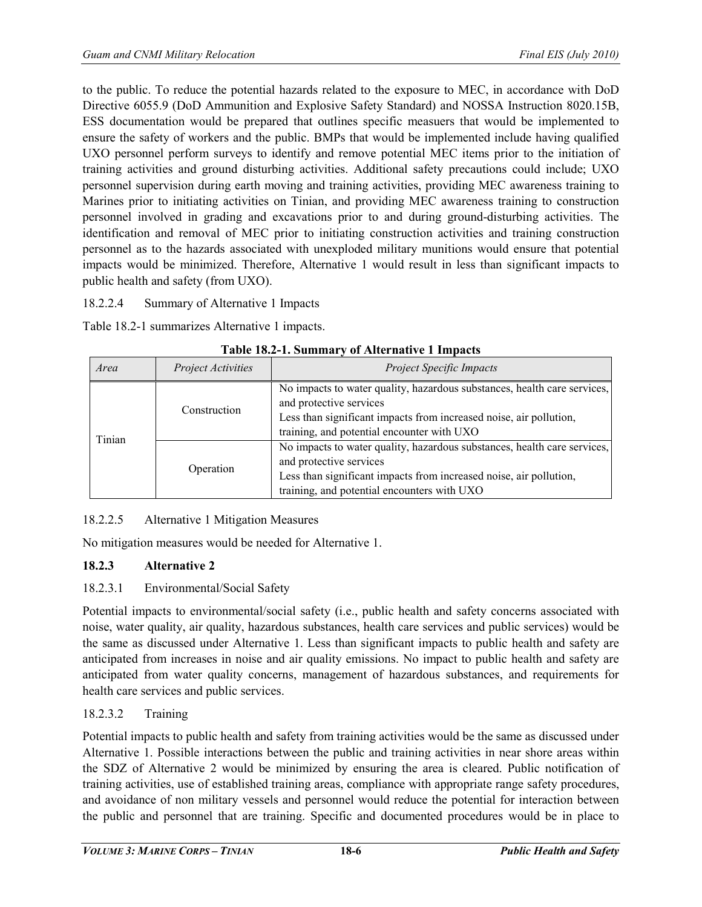to the public. To reduce the potential hazards related to the exposure to MEC, in accordance with DoD Directive 6055.9 (DoD Ammunition and Explosive Safety Standard) and NOSSA Instruction 8020.15B, ESS documentation would be prepared that outlines specific measuers that would be implemented to ensure the safety of workers and the public. BMPs that would be implemented include having qualified UXO personnel perform surveys to identify and remove potential MEC items prior to the initiation of training activities and ground disturbing activities. Additional safety precautions could include; UXO personnel supervision during earth moving and training activities, providing MEC awareness training to Marines prior to initiating activities on Tinian, and providing MEC awareness training to construction personnel involved in grading and excavations prior to and during ground-disturbing activities. The identification and removal of MEC prior to initiating construction activities and training construction personnel as to the hazards associated with unexploded military munitions would ensure that potential impacts would be minimized. Therefore, Alternative 1 would result in less than significant impacts to public health and safety (from UXO).

#### 18.2.2.4 Summary of Alternative 1 Impacts

Table 18.2-1 summarizes Alternative 1 impacts.

**Table 18.2-1. Summary of Alternative 1 Impacts**

| *Area* | *Project Activities* | *Project Specific Impacts* |
|---|---|---|
| Tinian | Construction | No impacts to water quality, hazardous substances, health care services, and protective services<br>Less than significant impacts from increased noise, air pollution, training, and potential encounter with UXO |
| | Operation | No impacts to water quality, hazardous substances, health care services, and protective services<br>Less than significant impacts from increased noise, air pollution, training, and potential encounters with UXO |

#### 18.2.2.5 Alternative 1 Mitigation Measures

No mitigation measures would be needed for Alternative 1.

### 18.2.3 Alternative 2

#### 18.2.3.1 Environmental/Social Safety

Potential impacts to environmental/social safety (i.e., public health and safety concerns associated with noise, water quality, air quality, hazardous substances, health care services and public services) would be the same as discussed under Alternative 1. Less than significant impacts to public health and safety are anticipated from increases in noise and air quality emissions. No impact to public health and safety are anticipated from water quality concerns, management of hazardous substances, and requirements for health care services and public services.

#### 18.2.3.2 Training

Potential impacts to public health and safety from training activities would be the same as discussed under Alternative 1. Possible interactions between the public and training activities in near shore areas within the SDZ of Alternative 2 would be minimized by ensuring the area is cleared. Public notification of training activities, use of established training areas, compliance with appropriate range safety procedures, and avoidance of non military vessels and personnel would reduce the potential for interaction between the public and personnel that are training. Specific and documented procedures would be in place to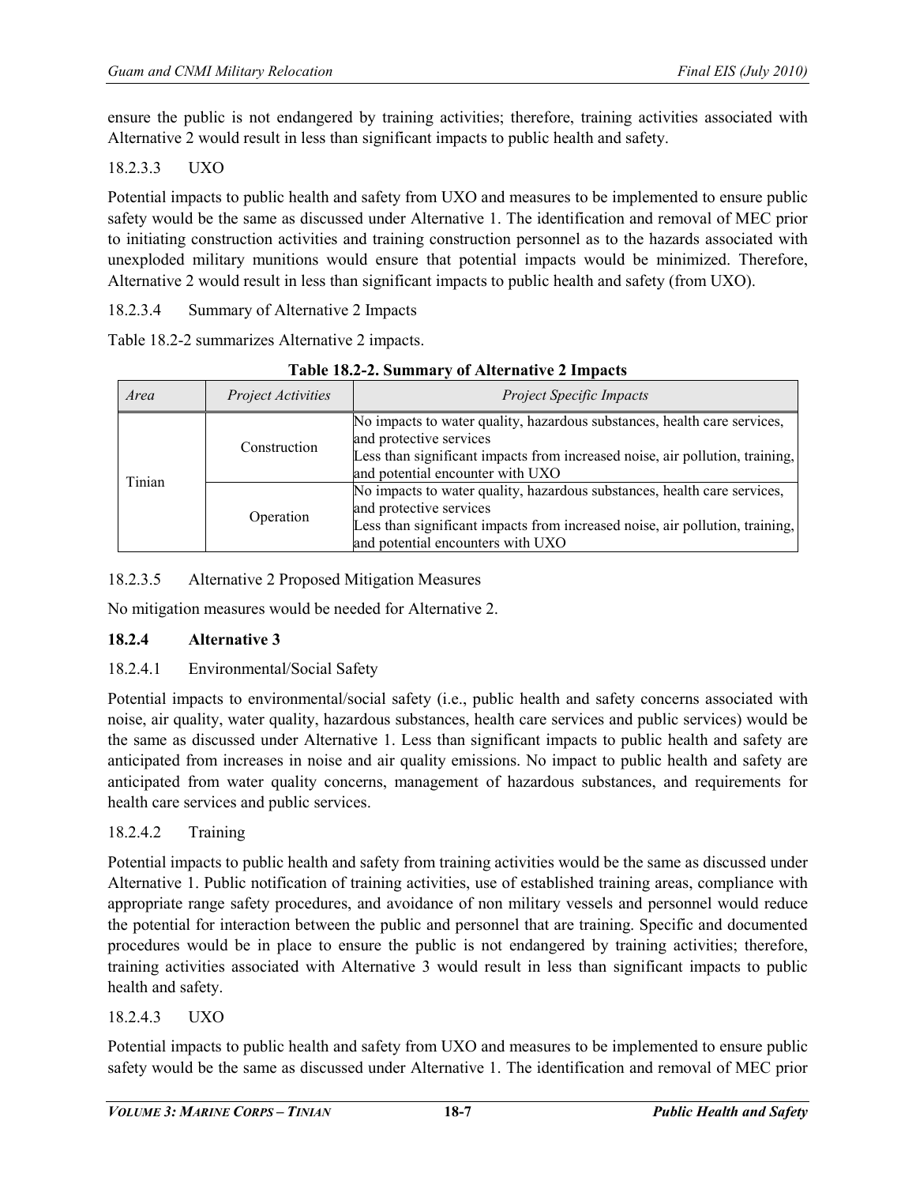ensure the public is not endangered by training activities; therefore, training activities associated with Alternative 2 would result in less than significant impacts to public health and safety.

18.2.3.3 UXO

Potential impacts to public health and safety from UXO and measures to be implemented to ensure public safety would be the same as discussed under Alternative 1. The identification and removal of MEC prior to initiating construction activities and training construction personnel as to the hazards associated with unexploded military munitions would ensure that potential impacts would be minimized. Therefore, Alternative 2 would result in less than significant impacts to public health and safety (from UXO).

18.2.3.4 Summary of Alternative 2 Impacts

Table 18.2-2 summarizes Alternative 2 impacts.

**Table 18.2-2. Summary of Alternative 2 Impacts**

| *Area* | *Project Activities* | *Project Specific Impacts* |
|---|---|---|
| Tinian | Construction | No impacts to water quality, hazardous substances, health care services, and protective services<br>Less than significant impacts from increased noise, air pollution, training, and potential encounter with UXO |
| | Operation | No impacts to water quality, hazardous substances, health care services, and protective services<br>Less than significant impacts from increased noise, air pollution, training, and potential encounters with UXO |

18.2.3.5 Alternative 2 Proposed Mitigation Measures

No mitigation measures would be needed for Alternative 2.

### 18.2.4 Alternative 3

18.2.4.1 Environmental/Social Safety

Potential impacts to environmental/social safety (i.e., public health and safety concerns associated with noise, air quality, water quality, hazardous substances, health care services and public services) would be the same as discussed under Alternative 1. Less than significant impacts to public health and safety are anticipated from increases in noise and air quality emissions. No impact to public health and safety are anticipated from water quality concerns, management of hazardous substances, and requirements for health care services and public services.

18.2.4.2 Training

Potential impacts to public health and safety from training activities would be the same as discussed under Alternative 1. Public notification of training activities, use of established training areas, compliance with appropriate range safety procedures, and avoidance of non military vessels and personnel would reduce the potential for interaction between the public and personnel that are training. Specific and documented procedures would be in place to ensure the public is not endangered by training activities; therefore, training activities associated with Alternative 3 would result in less than significant impacts to public health and safety.

18.2.4.3 UXO

Potential impacts to public health and safety from UXO and measures to be implemented to ensure public safety would be the same as discussed under Alternative 1. The identification and removal of MEC prior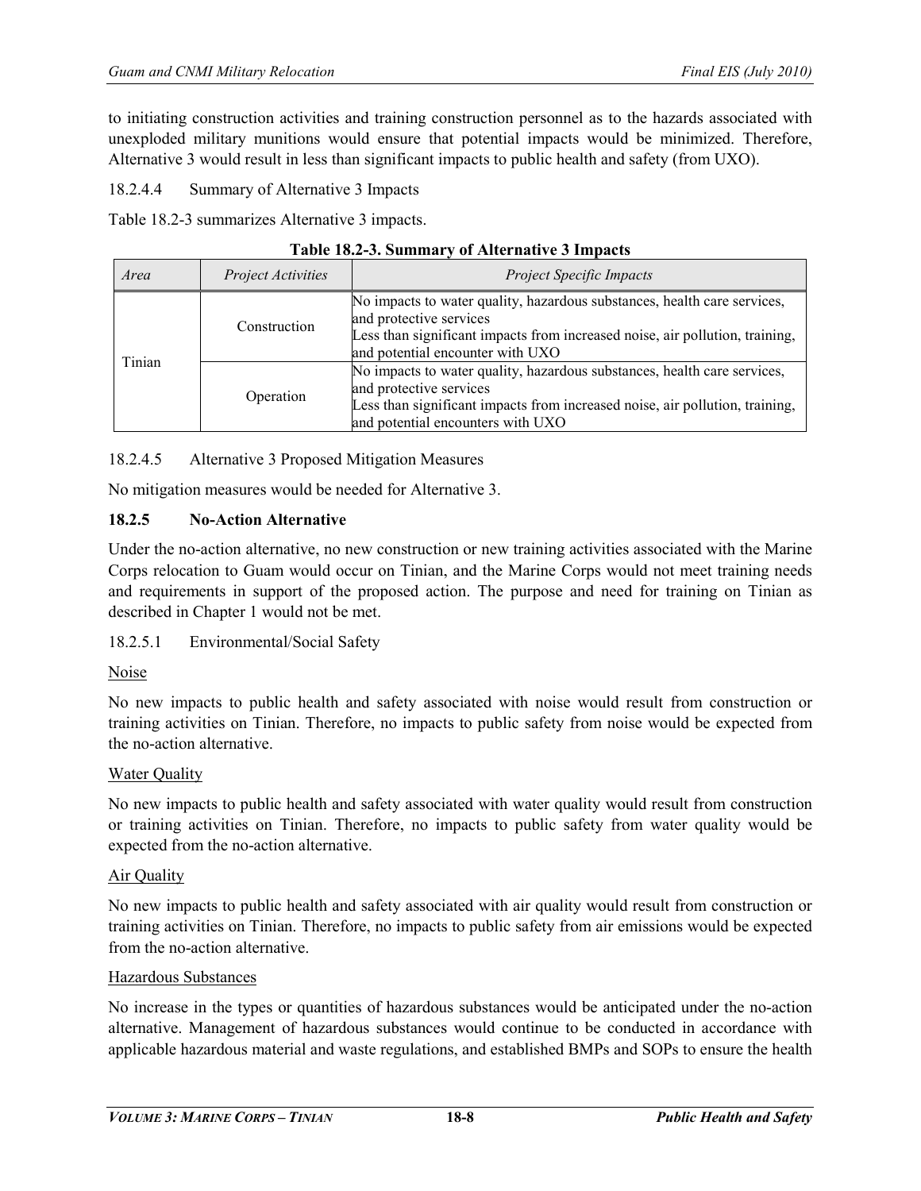to initiating construction activities and training construction personnel as to the hazards associated with unexploded military munitions would ensure that potential impacts would be minimized. Therefore, Alternative 3 would result in less than significant impacts to public health and safety (from UXO).

18.2.4.4 Summary of Alternative 3 Impacts

Table 18.2-3 summarizes Alternative 3 impacts.

**Table 18.2-3. Summary of Alternative 3 Impacts**

| *Area* | *Project Activities* | *Project Specific Impacts* |
|---|---|---|
| Tinian | Construction | No impacts to water quality, hazardous substances, health care services, and protective services<br>Less than significant impacts from increased noise, air pollution, training, and potential encounter with UXO |
| | Operation | No impacts to water quality, hazardous substances, health care services, and protective services<br>Less than significant impacts from increased noise, air pollution, training, and potential encounters with UXO |

18.2.4.5 Alternative 3 Proposed Mitigation Measures

No mitigation measures would be needed for Alternative 3.

### 18.2.5 No-Action Alternative

Under the no-action alternative, no new construction or new training activities associated with the Marine Corps relocation to Guam would occur on Tinian, and the Marine Corps would not meet training needs and requirements in support of the proposed action. The purpose and need for training on Tinian as described in Chapter 1 would not be met.

18.2.5.1 Environmental/Social Safety

Noise

No new impacts to public health and safety associated with noise would result from construction or training activities on Tinian. Therefore, no impacts to public safety from noise would be expected from the no-action alternative.

Water Quality

No new impacts to public health and safety associated with water quality would result from construction or training activities on Tinian. Therefore, no impacts to public safety from water quality would be expected from the no-action alternative.

Air Quality

No new impacts to public health and safety associated with air quality would result from construction or training activities on Tinian. Therefore, no impacts to public safety from air emissions would be expected from the no-action alternative.

Hazardous Substances

No increase in the types or quantities of hazardous substances would be anticipated under the no-action alternative. Management of hazardous substances would continue to be conducted in accordance with applicable hazardous material and waste regulations, and established BMPs and SOPs to ensure the health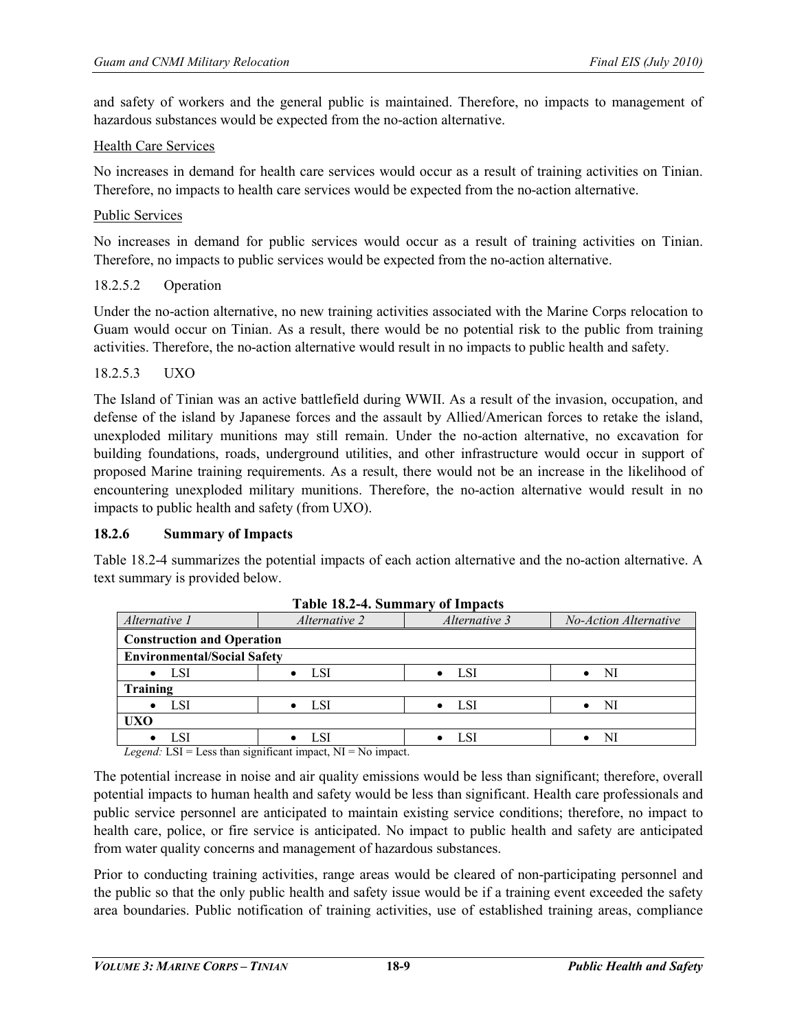and safety of workers and the general public is maintained. Therefore, no impacts to management of hazardous substances would be expected from the no-action alternative.

Health Care Services

No increases in demand for health care services would occur as a result of training activities on Tinian. Therefore, no impacts to health care services would be expected from the no-action alternative.

Public Services

No increases in demand for public services would occur as a result of training activities on Tinian. Therefore, no impacts to public services would be expected from the no-action alternative.

18.2.5.2 Operation

Under the no-action alternative, no new training activities associated with the Marine Corps relocation to Guam would occur on Tinian. As a result, there would be no potential risk to the public from training activities. Therefore, the no-action alternative would result in no impacts to public health and safety.

18.2.5.3 UXO

The Island of Tinian was an active battlefield during WWII. As a result of the invasion, occupation, and defense of the island by Japanese forces and the assault by Allied/American forces to retake the island, unexploded military munitions may still remain. Under the no-action alternative, no excavation for building foundations, roads, underground utilities, and other infrastructure would occur in support of proposed Marine training requirements. As a result, there would not be an increase in the likelihood of encountering unexploded military munitions. Therefore, the no-action alternative would result in no impacts to public health and safety (from UXO).

### 18.2.6 Summary of Impacts

Table 18.2-4 summarizes the potential impacts of each action alternative and the no-action alternative. A text summary is provided below.

**Table 18.2-4. Summary of Impacts**

| *Alternative 1* | *Alternative 2* | *Alternative 3* | *No-Action Alternative* |
|---|---|---|---|
| **Construction and Operation** | | | |
| **Environmental/Social Safety** | | | |
| • LSI | • LSI | • LSI | • NI |
| **Training** | | | |
| • LSI | • LSI | • LSI | • NI |
| **UXO** | | | |
| • LSI | • LSI | • LSI | • NI |

*Legend:* LSI = Less than significant impact, NI = No impact.

The potential increase in noise and air quality emissions would be less than significant; therefore, overall potential impacts to human health and safety would be less than significant. Health care professionals and public service personnel are anticipated to maintain existing service conditions; therefore, no impact to health care, police, or fire service is anticipated. No impact to public health and safety are anticipated from water quality concerns and management of hazardous substances.

Prior to conducting training activities, range areas would be cleared of non-participating personnel and the public so that the only public health and safety issue would be if a training event exceeded the safety area boundaries. Public notification of training activities, use of established training areas, compliance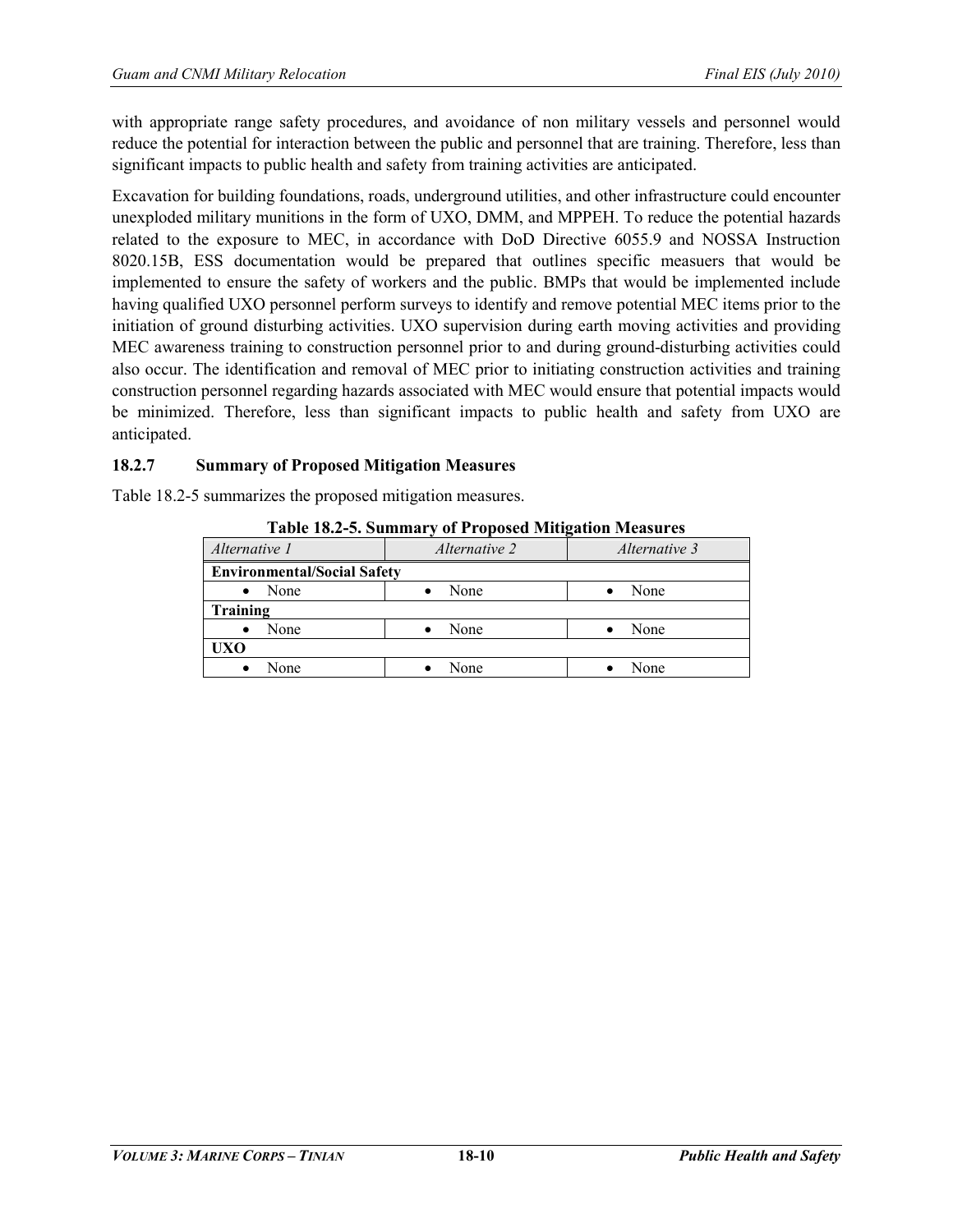with appropriate range safety procedures, and avoidance of non military vessels and personnel would reduce the potential for interaction between the public and personnel that are training. Therefore, less than significant impacts to public health and safety from training activities are anticipated.

Excavation for building foundations, roads, underground utilities, and other infrastructure could encounter unexploded military munitions in the form of UXO, DMM, and MPPEH. To reduce the potential hazards related to the exposure to MEC, in accordance with DoD Directive 6055.9 and NOSSA Instruction 8020.15B, ESS documentation would be prepared that outlines specific measuers that would be implemented to ensure the safety of workers and the public. BMPs that would be implemented include having qualified UXO personnel perform surveys to identify and remove potential MEC items prior to the initiation of ground disturbing activities. UXO supervision during earth moving activities and providing MEC awareness training to construction personnel prior to and during ground-disturbing activities could also occur. The identification and removal of MEC prior to initiating construction activities and training construction personnel regarding hazards associated with MEC would ensure that potential impacts would be minimized. Therefore, less than significant impacts to public health and safety from UXO are anticipated.

### 18.2.7 Summary of Proposed Mitigation Measures

Table 18.2-5 summarizes the proposed mitigation measures.

**Table 18.2-5. Summary of Proposed Mitigation Measures**

| *Alternative 1* | *Alternative 2* | *Alternative 3* |
|---|---|---|
| **Environmental/Social Safety** | | |
| • None | • None | • None |
| **Training** | | |
| • None | • None | • None |
| **UXO** | | |
| • None | • None | • None |